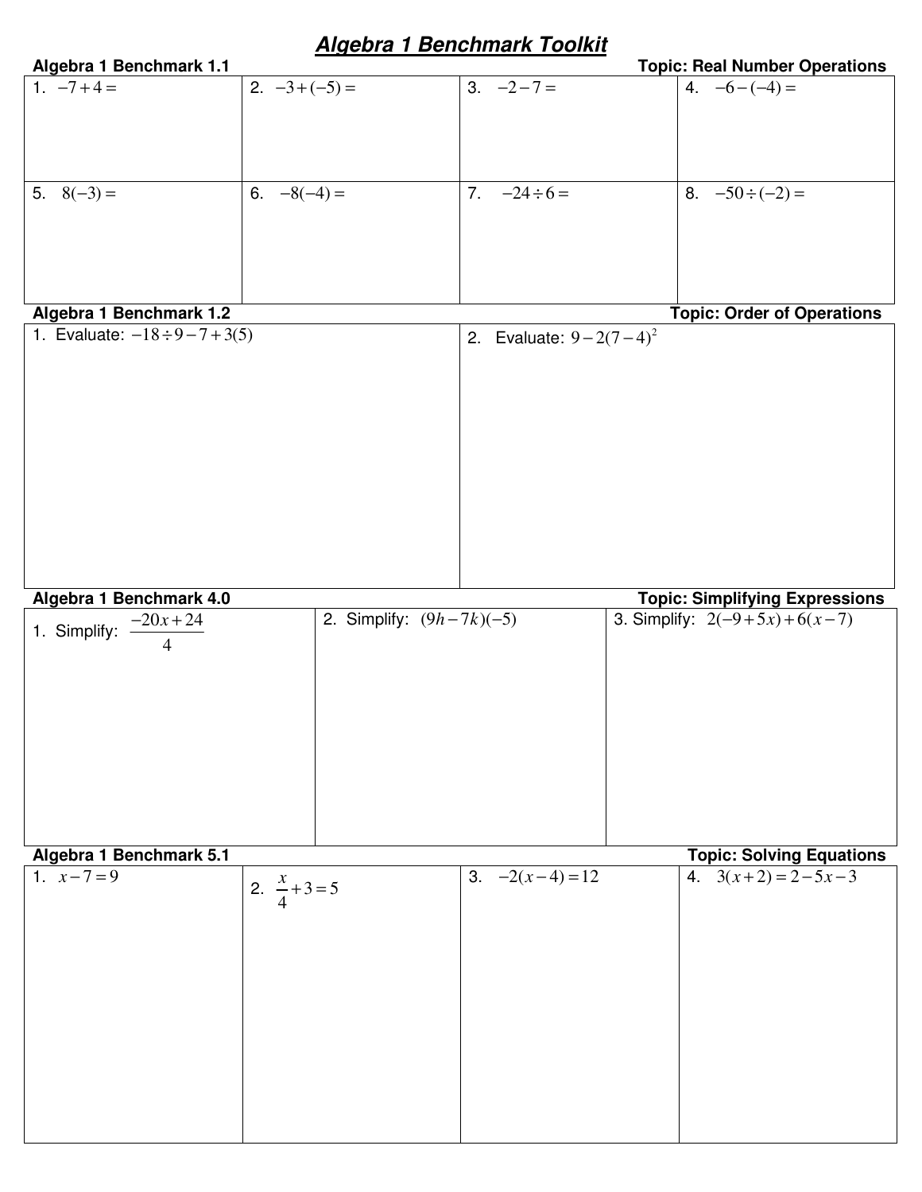# *Algebra 1 Benchmark Toolkit*

**Algebra 1 Benchmark 1.1** — **Topic: Real Number Operations**

| | | | |
|---|---|---|---|
| 1. $-7+4=$ | 2. $-3+(-5)=$ | 3. $-2-7=$ | 4. $-6-(-4)=$ |
| 5. $8(-3)=$ | 6. $-8(-4)=$ | 7. $-24\div 6=$ | 8. $-50\div(-2)=$ |

**Algebra 1 Benchmark 1.2** — **Topic: Order of Operations**

| | |
|---|---|
| 1. Evaluate: $-18\div 9-7+3(5)$ | 2. Evaluate: $9-2(7-4)^2$ |

**Algebra 1 Benchmark 4.0** — **Topic: Simplifying Expressions**

| | | |
|---|---|---|
| 1. Simplify: $\dfrac{-20x+24}{4}$ | 2. Simplify: $(9h-7k)(-5)$ | 3. Simplify: $2(-9+5x)+6(x-7)$ |

**Algebra 1 Benchmark 5.1** — **Topic: Solving Equations**

| | | | |
|---|---|---|---|
| 1. $x-7=9$ | 2. $\dfrac{x}{4}+3=5$ | 3. $-2(x-4)=12$ | 4. $3(x+2)=2-5x-3$ |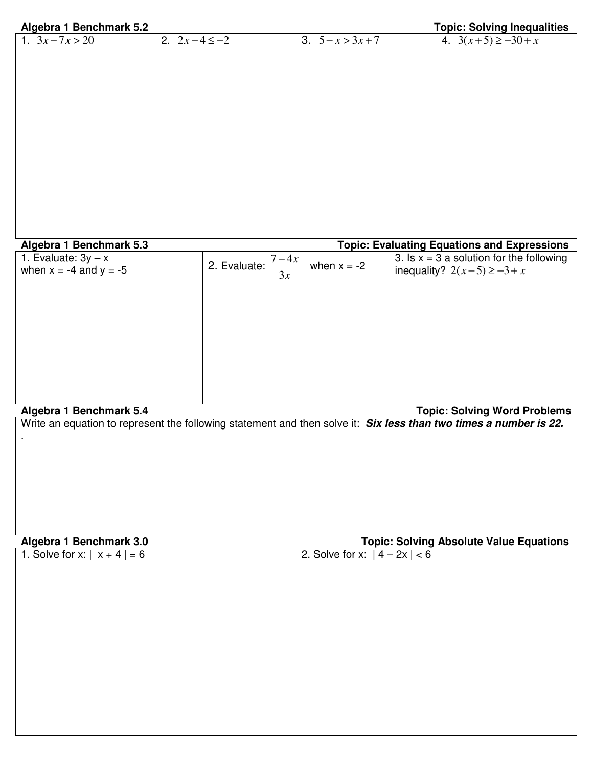**Algebra 1 Benchmark 5.2** — **Topic: Solving Inequalities**

| 1. $3x - 7x > 20$ | 2. $2x - 4 \leq -2$ | 3. $5 - x > 3x + 7$ | 4. $3(x+5) \geq -30 + x$ |
|---|---|---|---|

**Algebra 1 Benchmark 5.3** — **Topic: Evaluating Equations and Expressions**

| 1. Evaluate: 3y – x when x = -4 and y = -5 | 2. Evaluate: $\frac{7-4x}{3x}$ when x = -2 | 3. Is x = 3 a solution for the following inequality? $2(x-5) \geq -3 + x$ |
|---|---|---|

**Algebra 1 Benchmark 5.4** — **Topic: Solving Word Problems**

Write an equation to represent the following statement and then solve it: ***Six less than two times a number is 22.***

.

**Algebra 1 Benchmark 3.0** — **Topic: Solving Absolute Value Equations**

| 1. Solve for x: $\vert x + 4 \vert = 6$ | 2. Solve for x: $\vert 4 - 2x \vert < 6$ |
|---|---|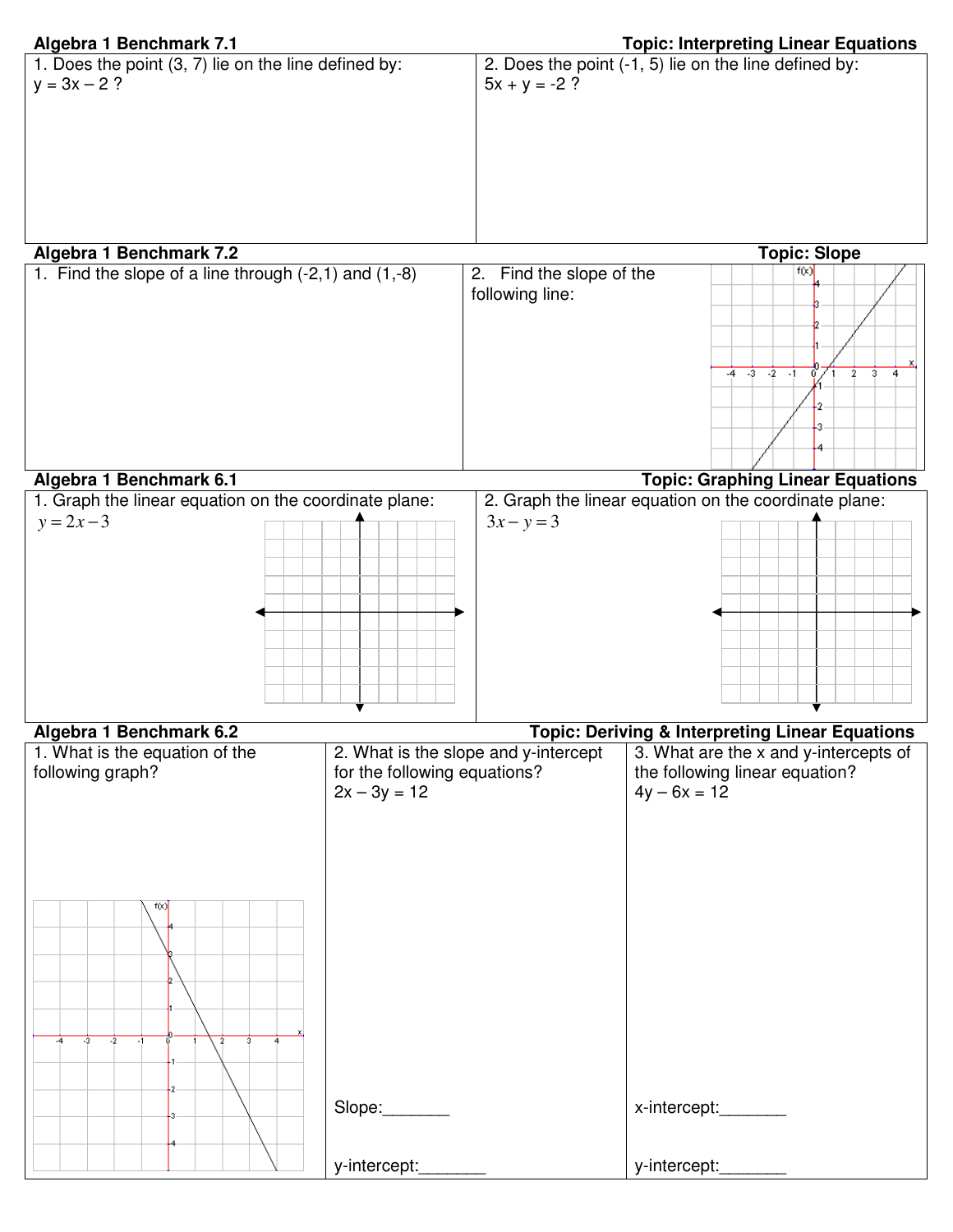**Algebra 1 Benchmark 7.1** **Topic: Interpreting Linear Equations**

| 1. Does the point (3, 7) lie on the line defined by: $y = 3x - 2$ ? | 2. Does the point (-1, 5) lie on the line defined by: $5x + y = -2$ ? |
|---|---|

**Algebra 1 Benchmark 7.2** **Topic: Slope**

| 1. Find the slope of a line through (-2,1) and (1,-8) | 2. Find the slope of the following line: |
|---|---|

**Algebra 1 Benchmark 6.1** **Topic: Graphing Linear Equations**

| 1. Graph the linear equation on the coordinate plane: $y = 2x - 3$ | 2. Graph the linear equation on the coordinate plane: $3x - y = 3$ |
|---|---|

**Algebra 1 Benchmark 6.2** **Topic: Deriving & Interpreting Linear Equations**

| 1. What is the equation of the following graph? | 2. What is the slope and y-intercept for the following equations? $2x - 3y = 12$ | 3. What are the x and y-intercepts of the following linear equation? $4y - 6x = 12$ |
|---|---|---|
| | Slope:_______ | x-intercept:_______ |
| | y-intercept:_______ | y-intercept:_______ |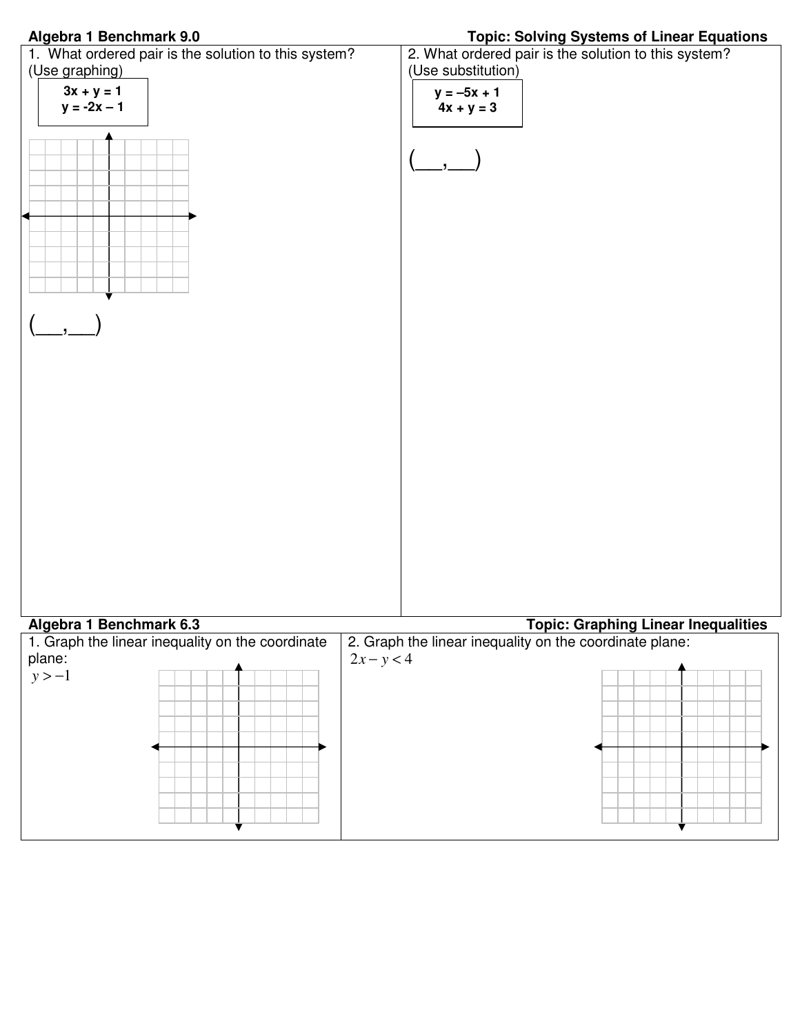**Algebra 1 Benchmark 9.0** **Topic: Solving Systems of Linear Equations**

1. What ordered pair is the solution to this system? (Use graphing)

$$3x + y = 1$$
$$y = -2x - 1$$

(___,___)

2. What ordered pair is the solution to this system? (Use substitution)

$$y = -5x + 1$$
$$4x + y = 3$$

(___,___)

**Algebra 1 Benchmark 6.3** **Topic: Graphing Linear Inequalities**

1. Graph the linear inequality on the coordinate plane:

$y > -1$

2. Graph the linear inequality on the coordinate plane:

$2x - y < 4$